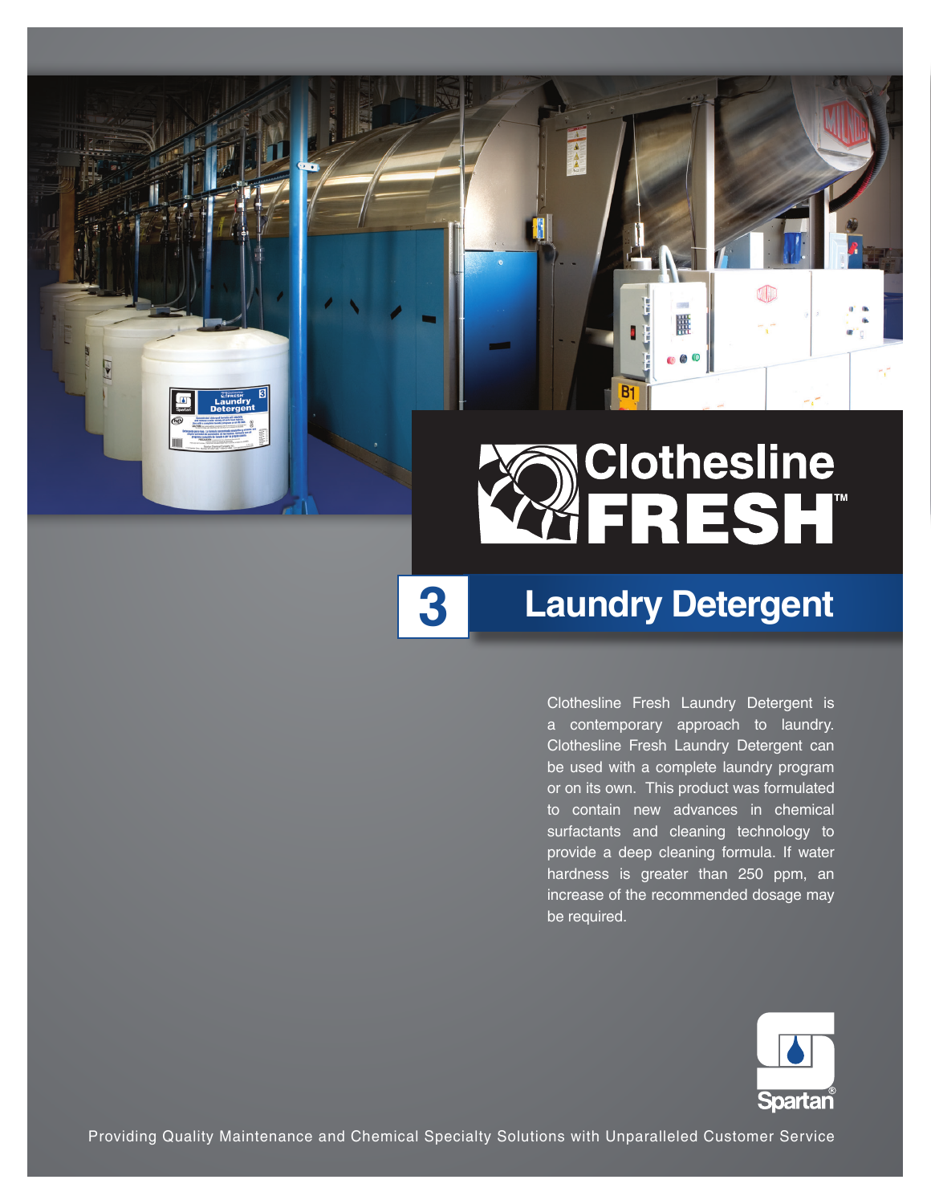# Clothesline FRESH™

## 3 Laundry Detergent

Clothesline Fresh Laundry Detergent is a contemporary approach to laundry. Clothesline Fresh Laundry Detergent can be used with a complete laundry program or on its own. This product was formulated to contain new advances in chemical surfactants and cleaning technology to provide a deep cleaning formula. If water hardness is greater than 250 ppm, an increase of the recommended dosage may be required.

Spartan®

Providing Quality Maintenance and Chemical Specialty Solutions with Unparalleled Customer Service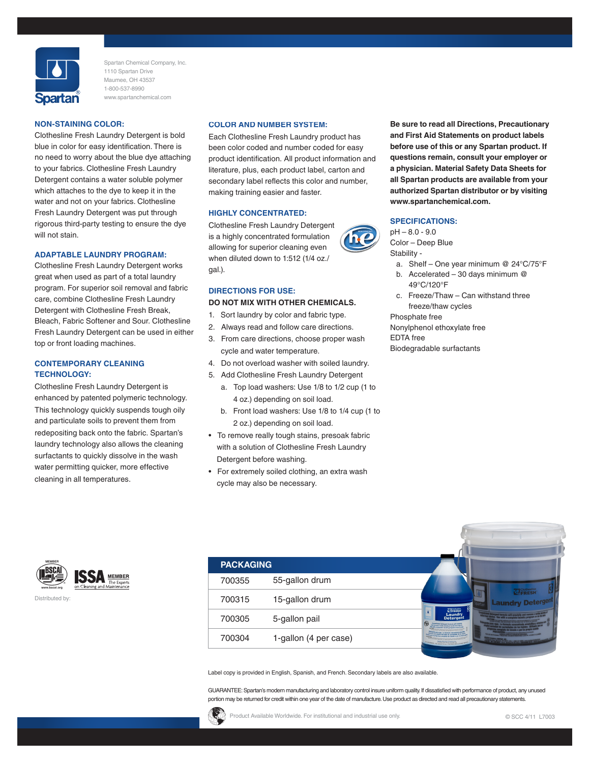Spartan Chemical Company, Inc.
1110 Spartan Drive
Maumee, OH 43537
1-800-537-8990
www.spartanchemical.com

### NON-STAINING COLOR:

Clothesline Fresh Laundry Detergent is bold blue in color for easy identification. There is no need to worry about the blue dye attaching to your fabrics. Clothesline Fresh Laundry Detergent contains a water soluble polymer which attaches to the dye to keep it in the water and not on your fabrics. Clothesline Fresh Laundry Detergent was put through rigorous third-party testing to ensure the dye will not stain.

### ADAPTABLE LAUNDRY PROGRAM:

Clothesline Fresh Laundry Detergent works great when used as part of a total laundry program. For superior soil removal and fabric care, combine Clothesline Fresh Laundry Detergent with Clothesline Fresh Break, Bleach, Fabric Softener and Sour. Clothesline Fresh Laundry Detergent can be used in either top or front loading machines.

### CONTEMPORARY CLEANING TECHNOLOGY:

Clothesline Fresh Laundry Detergent is enhanced by patented polymeric technology. This technology quickly suspends tough oily and particulate soils to prevent them from redepositing back onto the fabric. Spartan's laundry technology also allows the cleaning surfactants to quickly dissolve in the wash water permitting quicker, more effective cleaning in all temperatures.

### COLOR AND NUMBER SYSTEM:

Each Clothesline Fresh Laundry product has been color coded and number coded for easy product identification. All product information and literature, plus, each product label, carton and secondary label reflects this color and number, making training easier and faster.

### HIGHLY CONCENTRATED:

Clothesline Fresh Laundry Detergent is a highly concentrated formulation allowing for superior cleaning even when diluted down to 1:512 (1/4 oz./gal.).

### DIRECTIONS FOR USE:

**DO NOT MIX WITH OTHER CHEMICALS.**

1. Sort laundry by color and fabric type.
2. Always read and follow care directions.
3. From care directions, choose proper wash cycle and water temperature.
4. Do not overload washer with soiled laundry.
5. Add Clothesline Fresh Laundry Detergent
   a. Top load washers: Use 1/8 to 1/2 cup (1 to 4 oz.) depending on soil load.
   b. Front load washers: Use 1/8 to 1/4 cup (1 to 2 oz.) depending on soil load.

- To remove really tough stains, presoak fabric with a solution of Clothesline Fresh Laundry Detergent before washing.
- For extremely soiled clothing, an extra wash cycle may also be necessary.

**Be sure to read all Directions, Precautionary and First Aid Statements on product labels before use of this or any Spartan product. If questions remain, consult your employer or a physician. Material Safety Data Sheets for all Spartan products are available from your authorized Spartan distributor or by visiting www.spartanchemical.com.**

### SPECIFICATIONS:

pH – 8.0 - 9.0
Color – Deep Blue
Stability -
   a. Shelf – One year minimum @ 24°C/75°F
   b. Accelerated – 30 days minimum @ 49°C/120°F
   c. Freeze/Thaw – Can withstand three freeze/thaw cycles

Phosphate free
Nonylphenol ethoxylate free
EDTA free
Biodegradable surfactants

Distributed by:

| PACKAGING | |
|---|---|
| 700355 | 55-gallon drum |
| 700315 | 15-gallon drum |
| 700305 | 5-gallon pail |
| 700304 | 1-gallon (4 per case) |

Label copy is provided in English, Spanish, and French. Secondary labels are also available.

GUARANTEE: Spartan's modern manufacturing and laboratory control insure uniform quality. If dissatisfied with performance of product, any unused portion may be returned for credit within one year of the date of manufacture. Use product as directed and read all precautionary statements.

Product Available Worldwide. For institutional and industrial use only.

© SCC 4/11 L7003